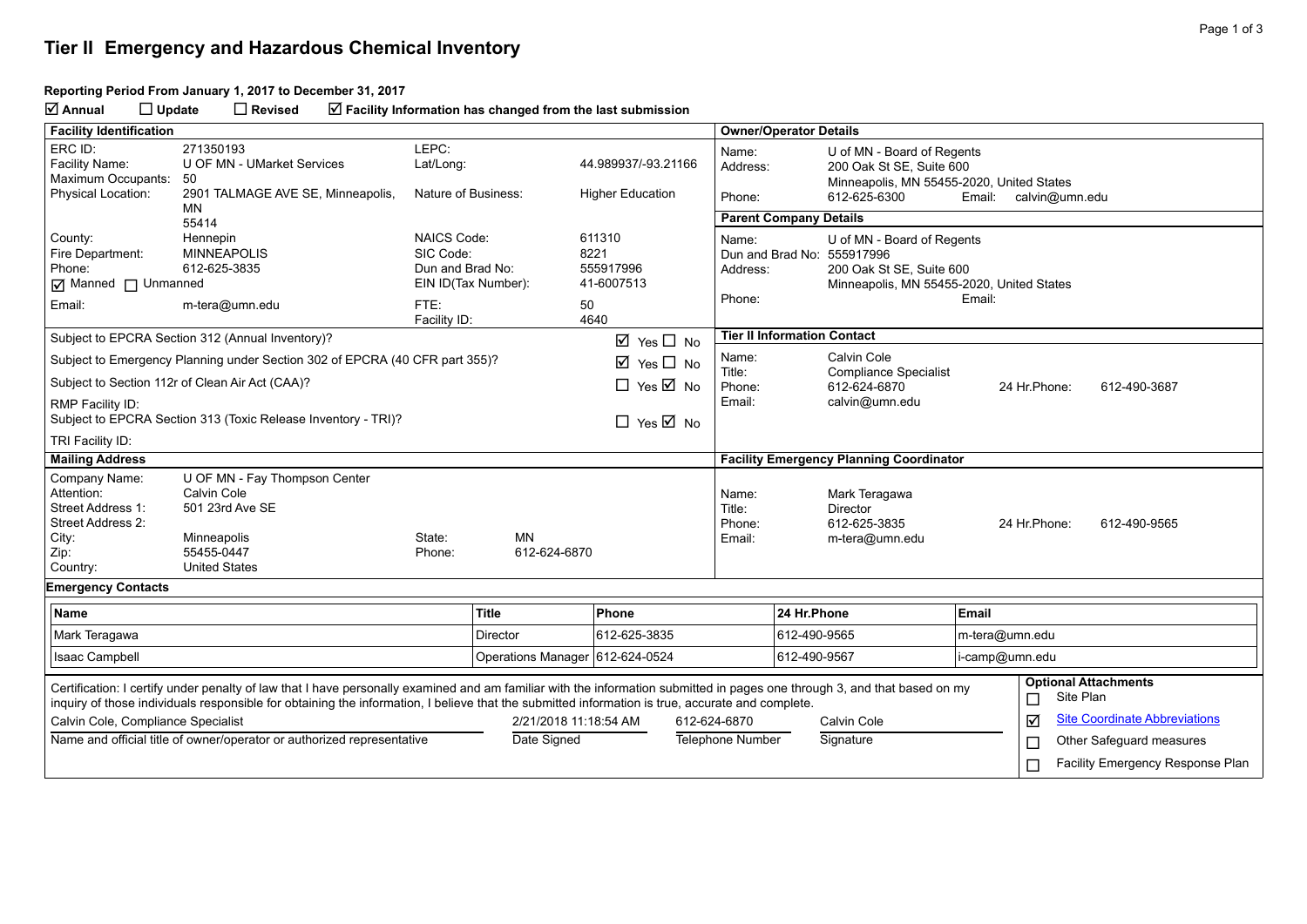# Tier II Emergency and Hazardous Chemical Inventory

**Reporting Period From January 1, 2017 to December 31, 2017**

☑ **Annual** ☐ **Update** ☐ **Revised** ☑ **Facility Information has changed from the last submission**

## Facility Identification

| | | | |
|---|---|---|---|
| ERC ID: | 271350193 | LEPC: | |
| Facility Name: | U OF MN - UMarket Services | Lat/Long: | 44.989937/-93.21166 |
| Maximum Occupants: | 50 | | |
| Physical Location: | 2901 TALMAGE AVE SE, Minneapolis, MN 55414 | Nature of Business: | Higher Education |
| County: | Hennepin | NAICS Code: | 611310 |
| Fire Department: | MINNEAPOLIS | SIC Code: | 8221 |
| Phone: | 612-625-3835 | Dun and Brad No: | 555917996 |
| ☑ Manned ☐ Unmanned | | EIN ID(Tax Number): | 41-6007513 |
| Email: | m-tera@umn.edu | FTE: | 50 |
| | | Facility ID: | 4640 |

| | |
|---|---|
| Subject to EPCRA Section 312 (Annual Inventory)? | ☑ Yes ☐ No |
| Subject to Emergency Planning under Section 302 of EPCRA (40 CFR part 355)? | ☑ Yes ☐ No |
| Subject to Section 112r of Clean Air Act (CAA)? | ☐ Yes ☑ No |
| RMP Facility ID: | |
| Subject to EPCRA Section 313 (Toxic Release Inventory - TRI)? | ☐ Yes ☑ No |
| TRI Facility ID: | |

## Owner/Operator Details

Name: U of MN - Board of Regents
Address: 200 Oak St SE, Suite 600
Minneapolis, MN 55455-2020, United States
Phone: 612-625-6300 Email: calvin@umn.edu

## Parent Company Details

Name: U of MN - Board of Regents
Dun and Brad No: 555917996
Address: 200 Oak St SE, Suite 600
Minneapolis, MN 55455-2020, United States
Phone: Email:

## Tier II Information Contact

Name: Calvin Cole
Title: Compliance Specialist
Phone: 612-624-6870 24 Hr.Phone: 612-490-3687
Email: calvin@umn.edu

## Mailing Address

| | | | |
|---|---|---|---|
| Company Name: | U OF MN - Fay Thompson Center | | |
| Attention: | Calvin Cole | | |
| Street Address 1: | 501 23rd Ave SE | | |
| Street Address 2: | | | |
| City: | Minneapolis | State: | MN |
| Zip: | 55455-0447 | Phone: | 612-624-6870 |
| Country: | United States | | |

## Facility Emergency Planning Coordinator

Name: Mark Teragawa
Title: Director
Phone: 612-625-3835 24 Hr.Phone: 612-490-9565
Email: m-tera@umn.edu

## Emergency Contacts

| Name | Title | Phone | 24 Hr.Phone | Email |
|---|---|---|---|---|
| Mark Teragawa | Director | 612-625-3835 | 612-490-9565 | m-tera@umn.edu |
| Isaac Campbell | Operations Manager | 612-624-0524 | 612-490-9567 | i-camp@umn.edu |

Certification: I certify under penalty of law that I have personally examined and am familiar with the information submitted in pages one through 3, and that based on my inquiry of those individuals responsible for obtaining the information, I believe that the submitted information is true, accurate and complete.

| Name and official title of owner/operator or authorized representative | Date Signed | Telephone Number | Signature |
|---|---|---|---|
| Calvin Cole, Compliance Specialist | 2/21/2018 11:18:54 AM | 612-624-6870 | Calvin Cole |

**Optional Attachments**

- ☐ Site Plan
- ☑ Site Coordinate Abbreviations
- ☐ Other Safeguard measures
- ☐ Facility Emergency Response Plan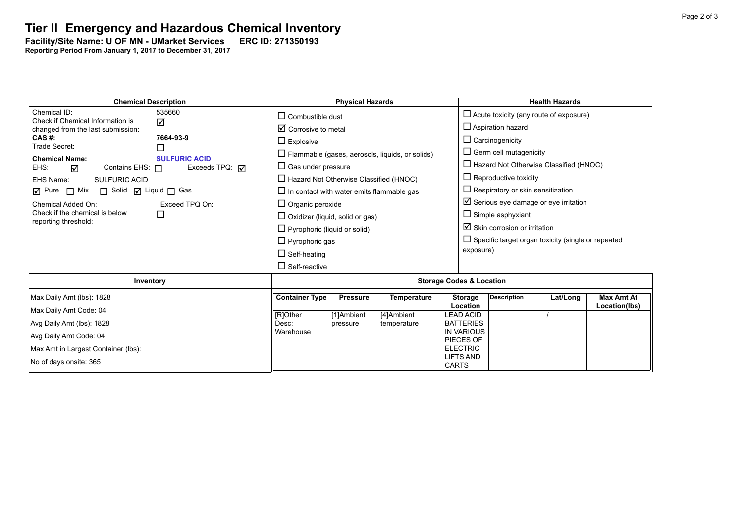# Tier II Emergency and Hazardous Chemical Inventory

**Facility/Site Name: U OF MN - UMarket Services ERC ID: 271350193**

**Reporting Period From January 1, 2017 to December 31, 2017**

| Chemical Description | Physical Hazards | Health Hazards |
|---|---|---|
| Chemical ID: 535660<br>Check if Chemical Information is changed from the last submission: ☑<br>**CAS #: 7664-93-9**<br>Trade Secret: ☐<br>**Chemical Name: SULFURIC ACID**<br>EHS: ☑ Contains EHS: ☐ Exceeds TPQ: ☑<br>EHS Name: SULFURIC ACID<br>☑ Pure ☐ Mix ☐ Solid ☑ Liquid ☐ Gas<br>Chemical Added On: Exceed TPQ On:<br>Check if the chemical is below reporting threshold: ☐ | ☐ Combustible dust<br>☑ Corrosive to metal<br>☐ Explosive<br>☐ Flammable (gases, aerosols, liquids, or solids)<br>☐ Gas under pressure<br>☐ Hazard Not Otherwise Classified (HNOC)<br>☐ In contact with water emits flammable gas<br>☐ Organic peroxide<br>☐ Oxidizer (liquid, solid or gas)<br>☐ Pyrophoric (liquid or solid)<br>☐ Pyrophoric gas<br>☐ Self-heating<br>☐ Self-reactive | ☐ Acute toxicity (any route of exposure)<br>☐ Aspiration hazard<br>☐ Carcinogenicity<br>☐ Germ cell mutagenicity<br>☐ Hazard Not Otherwise Classified (HNOC)<br>☐ Reproductive toxicity<br>☐ Respiratory or skin sensitization<br>☑ Serious eye damage or eye irritation<br>☐ Simple asphyxiant<br>☑ Skin corrosion or irritation<br>☐ Specific target organ toxicity (single or repeated exposure) |

**Inventory**

Max Daily Amt (lbs): 1828
Max Daily Amt Code: 04
Avg Daily Amt (lbs): 1828
Avg Daily Amt Code: 04
Max Amt in Largest Container (lbs):
No of days onsite: 365

**Storage Codes & Location**

| Container Type | Pressure | Temperature | Storage Location | Description | Lat/Long | Max Amt At Location(lbs) |
|---|---|---|---|---|---|---|
| [R]Other Desc: Warehouse | [1]Ambient pressure | [4]Ambient temperature | LEAD ACID BATTERIES IN VARIOUS PIECES OF ELECTRIC LIFTS AND CARTS | | / | |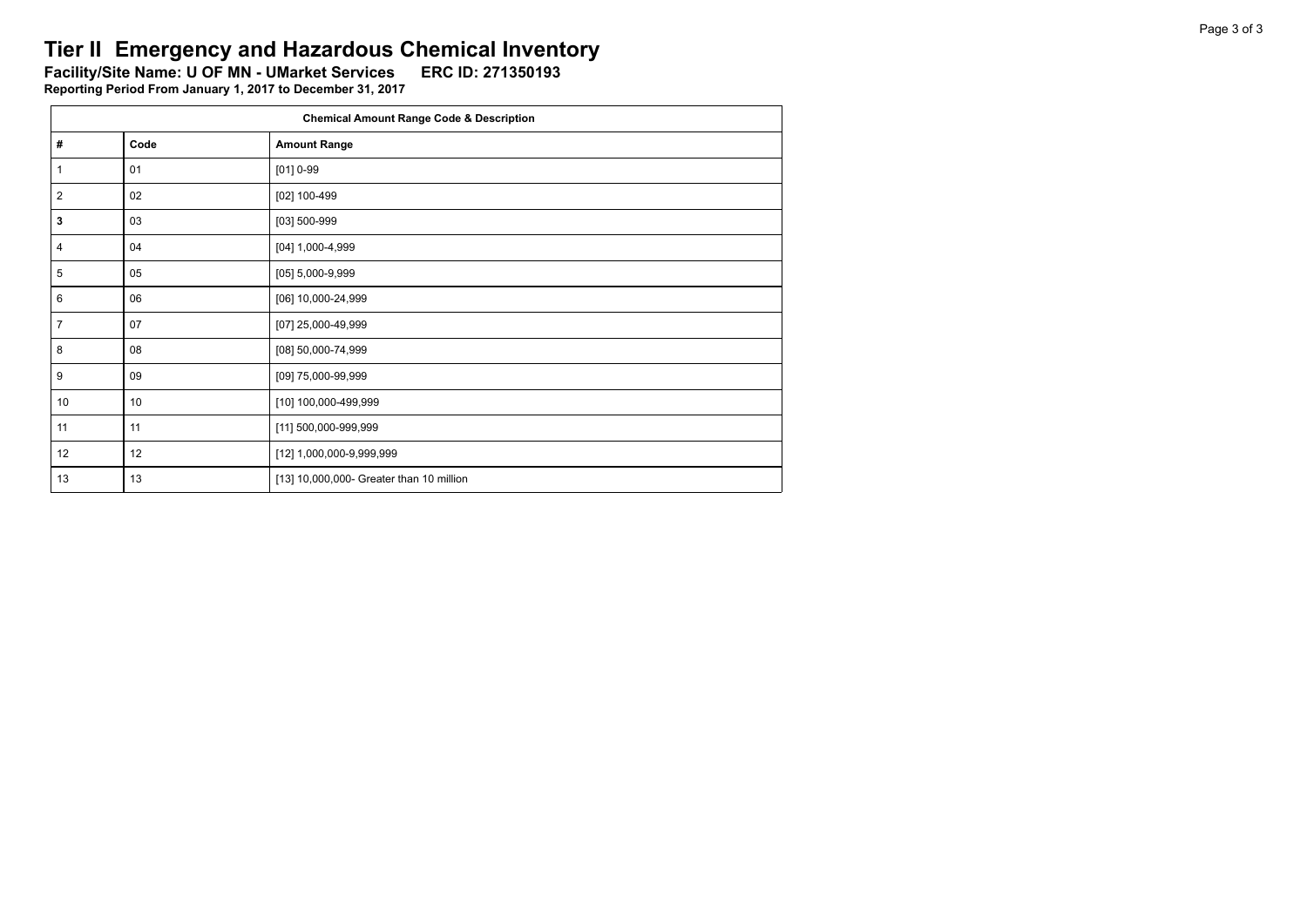# Tier II  Emergency and Hazardous Chemical Inventory

**Facility/Site Name: U OF MN - UMarket Services     ERC ID: 271350193**

**Reporting Period From January 1, 2017 to December 31, 2017**

| Chemical Amount Range Code & Description | | |
|---|---|---|
| **#** | **Code** | **Amount Range** |
| 1 | 01 | [01] 0-99 |
| 2 | 02 | [02] 100-499 |
| **3** | 03 | [03] 500-999 |
| 4 | 04 | [04] 1,000-4,999 |
| 5 | 05 | [05] 5,000-9,999 |
| 6 | 06 | [06] 10,000-24,999 |
| 7 | 07 | [07] 25,000-49,999 |
| 8 | 08 | [08] 50,000-74,999 |
| 9 | 09 | [09] 75,000-99,999 |
| 10 | 10 | [10] 100,000-499,999 |
| 11 | 11 | [11] 500,000-999,999 |
| 12 | 12 | [12] 1,000,000-9,999,999 |
| 13 | 13 | [13] 10,000,000- Greater than 10 million |